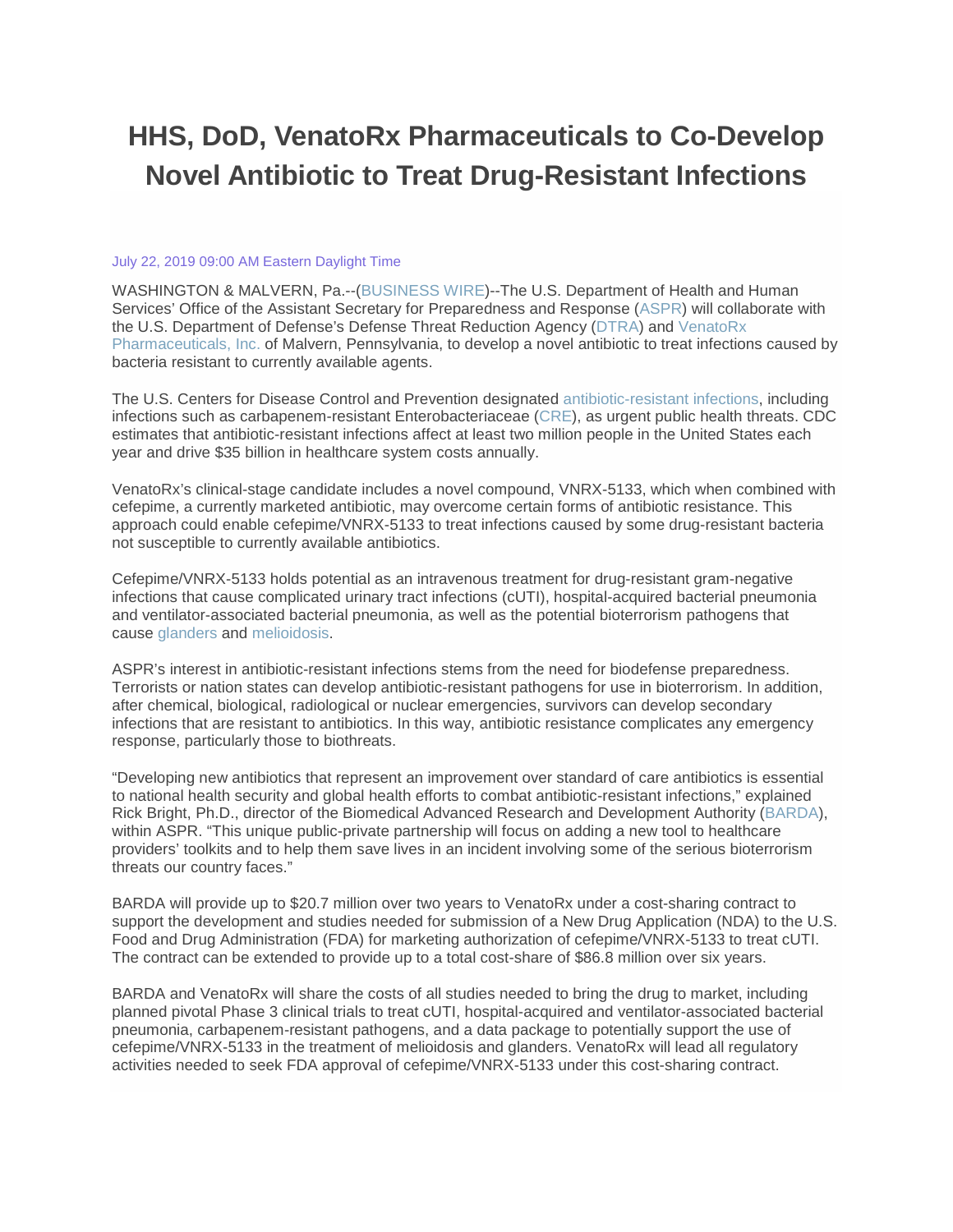# HHS, DoD, VenatoRx Pharmaceuticals to Co-Develop Novel Antibiotic to Treat Drug-Resistant Infections

July 22, 2019 09:00 AM Eastern Daylight Time

WASHINGTON & MALVERN, Pa.--(BUSINESS WIRE)--The U.S. Department of Health and Human Services' Office of the Assistant Secretary for Preparedness and Response (ASPR) will collaborate with the U.S. Department of Defense's Defense Threat Reduction Agency (DTRA) and VenatoRx Pharmaceuticals, Inc. of Malvern, Pennsylvania, to develop a novel antibiotic to treat infections caused by bacteria resistant to currently available agents.

The U.S. Centers for Disease Control and Prevention designated antibiotic-resistant infections, including infections such as carbapenem-resistant Enterobacteriaceae (CRE), as urgent public health threats. CDC estimates that antibiotic-resistant infections affect at least two million people in the United States each year and drive $35 billion in healthcare system costs annually.

VenatoRx's clinical-stage candidate includes a novel compound, VNRX-5133, which when combined with cefepime, a currently marketed antibiotic, may overcome certain forms of antibiotic resistance. This approach could enable cefepime/VNRX-5133 to treat infections caused by some drug-resistant bacteria not susceptible to currently available antibiotics.

Cefepime/VNRX-5133 holds potential as an intravenous treatment for drug-resistant gram-negative infections that cause complicated urinary tract infections (cUTI), hospital-acquired bacterial pneumonia and ventilator-associated bacterial pneumonia, as well as the potential bioterrorism pathogens that cause glanders and melioidosis.

ASPR's interest in antibiotic-resistant infections stems from the need for biodefense preparedness. Terrorists or nation states can develop antibiotic-resistant pathogens for use in bioterrorism. In addition, after chemical, biological, radiological or nuclear emergencies, survivors can develop secondary infections that are resistant to antibiotics. In this way, antibiotic resistance complicates any emergency response, particularly those to biothreats.

"Developing new antibiotics that represent an improvement over standard of care antibiotics is essential to national health security and global health efforts to combat antibiotic-resistant infections," explained Rick Bright, Ph.D., director of the Biomedical Advanced Research and Development Authority (BARDA), within ASPR. "This unique public-private partnership will focus on adding a new tool to healthcare providers' toolkits and to help them save lives in an incident involving some of the serious bioterrorism threats our country faces."

BARDA will provide up to $20.7 million over two years to VenatoRx under a cost-sharing contract to support the development and studies needed for submission of a New Drug Application (NDA) to the U.S. Food and Drug Administration (FDA) for marketing authorization of cefepime/VNRX-5133 to treat cUTI. The contract can be extended to provide up to a total cost-share of $86.8 million over six years.

BARDA and VenatoRx will share the costs of all studies needed to bring the drug to market, including planned pivotal Phase 3 clinical trials to treat cUTI, hospital-acquired and ventilator-associated bacterial pneumonia, carbapenem-resistant pathogens, and a data package to potentially support the use of cefepime/VNRX-5133 in the treatment of melioidosis and glanders. VenatoRx will lead all regulatory activities needed to seek FDA approval of cefepime/VNRX-5133 under this cost-sharing contract.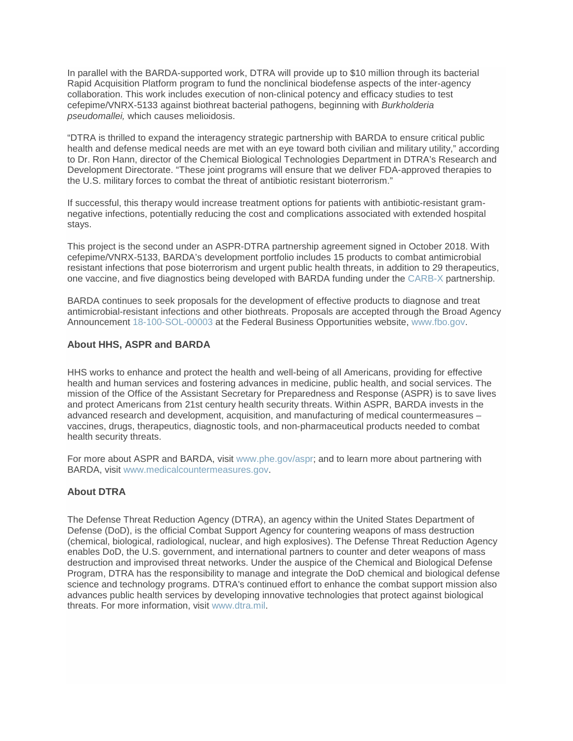In parallel with the BARDA-supported work, DTRA will provide up to $10 million through its bacterial Rapid Acquisition Platform program to fund the nonclinical biodefense aspects of the inter-agency collaboration. This work includes execution of non-clinical potency and efficacy studies to test cefepime/VNRX-5133 against biothreat bacterial pathogens, beginning with *Burkholderia pseudomallei,* which causes melioidosis.

"DTRA is thrilled to expand the interagency strategic partnership with BARDA to ensure critical public health and defense medical needs are met with an eye toward both civilian and military utility," according to Dr. Ron Hann, director of the Chemical Biological Technologies Department in DTRA's Research and Development Directorate. "These joint programs will ensure that we deliver FDA-approved therapies to the U.S. military forces to combat the threat of antibiotic resistant bioterrorism."

If successful, this therapy would increase treatment options for patients with antibiotic-resistant gram-negative infections, potentially reducing the cost and complications associated with extended hospital stays.

This project is the second under an ASPR-DTRA partnership agreement signed in October 2018. With cefepime/VNRX-5133, BARDA's development portfolio includes 15 products to combat antimicrobial resistant infections that pose bioterrorism and urgent public health threats, in addition to 29 therapeutics, one vaccine, and five diagnostics being developed with BARDA funding under the CARB-X partnership.

BARDA continues to seek proposals for the development of effective products to diagnose and treat antimicrobial-resistant infections and other biothreats. Proposals are accepted through the Broad Agency Announcement 18-100-SOL-00003 at the Federal Business Opportunities website, www.fbo.gov.

### About HHS, ASPR and BARDA

HHS works to enhance and protect the health and well-being of all Americans, providing for effective health and human services and fostering advances in medicine, public health, and social services. The mission of the Office of the Assistant Secretary for Preparedness and Response (ASPR) is to save lives and protect Americans from 21st century health security threats. Within ASPR, BARDA invests in the advanced research and development, acquisition, and manufacturing of medical countermeasures – vaccines, drugs, therapeutics, diagnostic tools, and non-pharmaceutical products needed to combat health security threats.

For more about ASPR and BARDA, visit www.phe.gov/aspr; and to learn more about partnering with BARDA, visit www.medicalcountermeasures.gov.

### About DTRA

The Defense Threat Reduction Agency (DTRA), an agency within the United States Department of Defense (DoD), is the official Combat Support Agency for countering weapons of mass destruction (chemical, biological, radiological, nuclear, and high explosives). The Defense Threat Reduction Agency enables DoD, the U.S. government, and international partners to counter and deter weapons of mass destruction and improvised threat networks. Under the auspice of the Chemical and Biological Defense Program, DTRA has the responsibility to manage and integrate the DoD chemical and biological defense science and technology programs. DTRA's continued effort to enhance the combat support mission also advances public health services by developing innovative technologies that protect against biological threats. For more information, visit www.dtra.mil.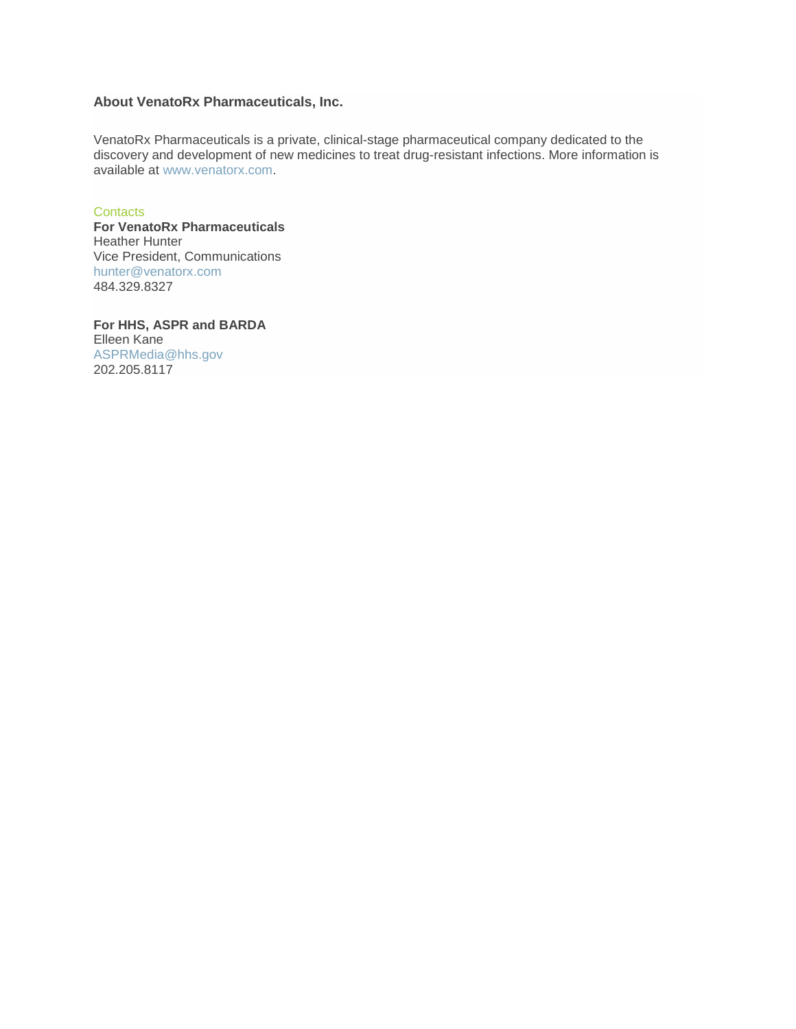### About VenatoRx Pharmaceuticals, Inc.

VenatoRx Pharmaceuticals is a private, clinical-stage pharmaceutical company dedicated to the discovery and development of new medicines to treat drug-resistant infections. More information is available at www.venatorx.com.

Contacts

**For VenatoRx Pharmaceuticals**
Heather Hunter
Vice President, Communications
hunter@venatorx.com
484.329.8327

**For HHS, ASPR and BARDA**
Elleen Kane
ASPRMedia@hhs.gov
202.205.8117